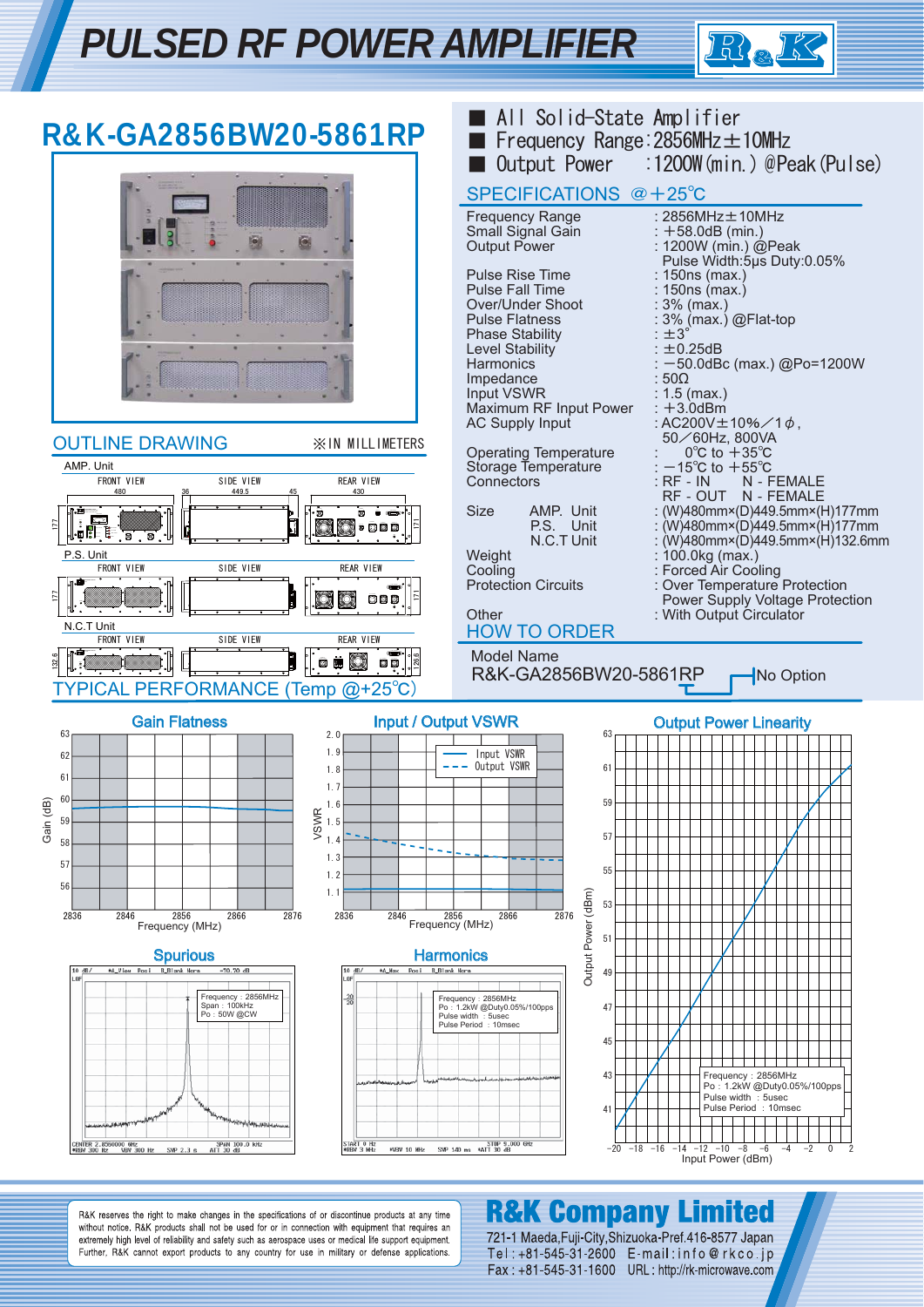# PULSED RF POWER AMPLIFIER

## R&K-GA2856BW20-5861RP

- All Solid-State Amplifier
- Frequency Range: 2856MHz±10MHz
- Output Power : 1200W(min.) @Peak(Pulse)

## SPECIFICATIONS @+25℃

| | |
|---|---|
| Frequency Range | : 2856MHz±10MHz |
| Small Signal Gain | : +58.0dB (min.) |
| Output Power | : 1200W (min.) @Peak<br>Pulse Width:5μs Duty:0.05% |
| Pulse Rise Time | : 150ns (max.) |
| Pulse Fall Time | : 150ns (max.) |
| Over/Under Shoot | : 3% (max.) |
| Pulse Flatness | : 3% (max.) @Flat-top |
| Phase Stability | : ±3° |
| Level Stability | : ±0.25dB |
| Harmonics | : −50.0dBc (max.) @Po=1200W |
| Impedance | : 50Ω |
| Input VSWR | : 1.5 (max.) |
| Maximum RF Input Power | : +3.0dBm |
| AC Supply Input | : AC200V±10%／1$\phi$,<br>50／60Hz, 800VA |
| Operating Temperature | : 0℃ to +35℃ |
| Storage Temperature | : −15℃ to +55℃ |
| Connectors | : RF - IN N - FEMALE<br>RF - OUT N - FEMALE |
| Size AMP. Unit | : (W)480mm×(D)449.5mm×(H)177mm |
| P.S. Unit | : (W)480mm×(D)449.5mm×(H)177mm |
| N.C.T Unit | : (W)480mm×(D)449.5mm×(H)132.6mm |
| Weight | : 100.0kg (max.) |
| Cooling | : Forced Air Cooling |
| Protection Circuits | : Over Temperature Protection<br>Power Supply Voltage Protection |
| Other | : With Output Circulator |

## OUTLINE DRAWING

※IN MILLIMETERS

AMP. Unit — FRONT VIEW (480, 177), SIDE VIEW (36, 449.5, 45), REAR VIEW (430, 171)

P.S. Unit — FRONT VIEW (177), SIDE VIEW, REAR VIEW (171)

N.C.T Unit — FRONT VIEW (132.6), SIDE VIEW, REAR VIEW (126.6)

## HOW TO ORDER

Model Name

R&K-GA2856BW20-5861RP — No Option

## TYPICAL PERFORMANCE (Temp @+25℃)

**Gain Flatness** — Gain (dB) vs Frequency (MHz), 2836–2876

**Input / Output VSWR** — VSWR vs Frequency (MHz), 2836–2876; Input VSWR, Output VSWR

**Output Power Linearity** — Output Power (dBm) vs Input Power (dBm)
Frequency : 2856MHz
Po : 1.2kW @Duty0.05%/100pps
Pulse width : 5usec
Pulse Period : 10msec

**Spurious**
Frequency : 2856MHz
Span : 100kHz
Po : 50W @CW

**Harmonics**
Frequency : 2856MHz
Po : 1.2kW @Duty0.05%/100pps
Pulse width : 5usec
Pulse Period : 10msec

R&K reserves the right to make changes in the specifications of or discontinue products at any time without notice. R&K products shall not be used for or in connection with equipment that requires an extremely high level of reliability and safety such as aerospace uses or medical life support equipment. Further, R&K cannot export products to any country for use in military or defense applications.

**R&K Company Limited**
721-1 Maeda,Fuji-City,Shizuoka-Pref.416-8577 Japan
Tel : +81-545-31-2600 E-mail : info@rkco.jp
Fax : +81-545-31-1600 URL : http://rk-microwave.com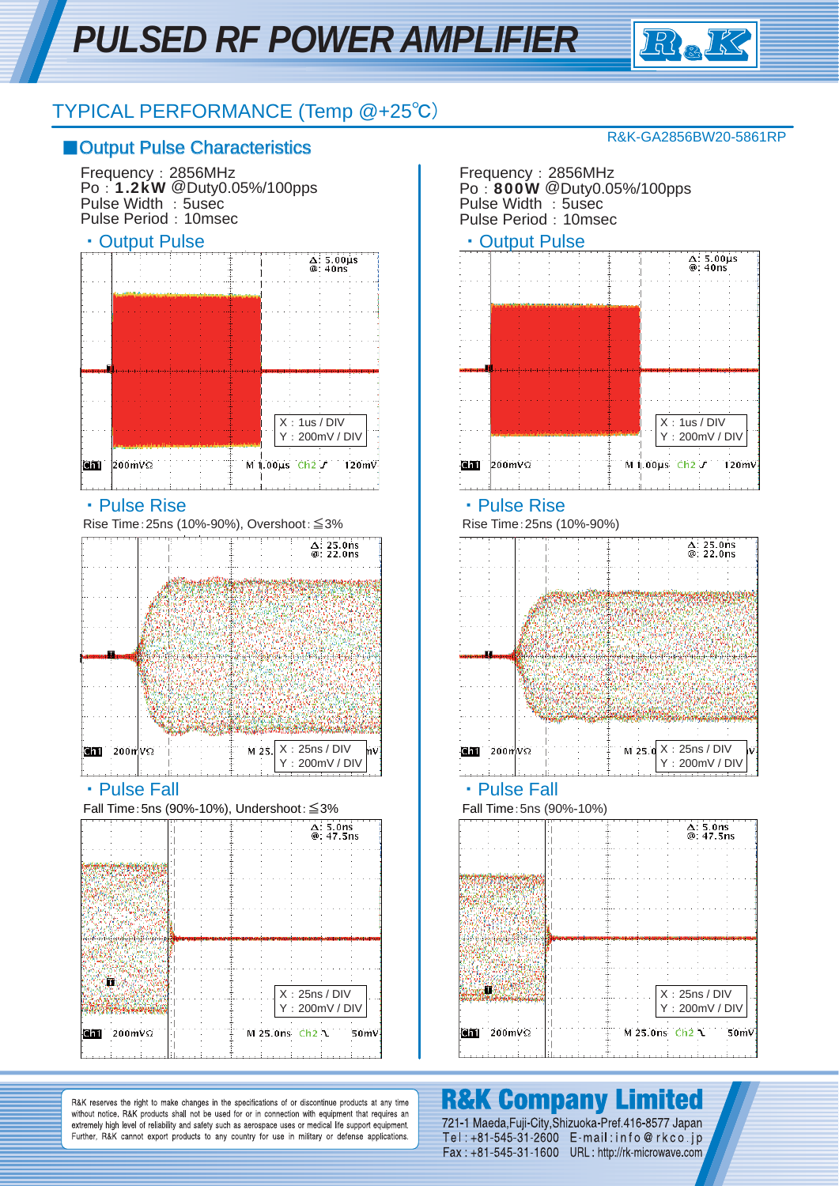# PULSED RF POWER AMPLIFIER

R&K

## TYPICAL PERFORMANCE (Temp @+25℃)

R&K-GA2856BW20-5861RP

### ■Output Pulse Characteristics

Frequency : 2856MHz
Po : **1.2kW** @Duty0.05%/100pps
Pulse Width : 5usec
Pulse Period : 10msec

・Output Pulse

X : 1us / DIV
Y : 200mV / DIV

・Pulse Rise

Rise Time : 25ns (10%-90%), Overshoot : ≦3%

X : 25ns / DIV
Y : 200mV / DIV

・Pulse Fall

Fall Time : 5ns (90%-10%), Undershoot : ≦3%

X : 25ns / DIV
Y : 200mV / DIV

Frequency : 2856MHz
Po : **800W** @Duty0.05%/100pps
Pulse Width : 5usec
Pulse Period : 10msec

・Output Pulse

X : 1us / DIV
Y : 200mV / DIV

・Pulse Rise

Rise Time : 25ns (10%-90%)

X : 25ns / DIV
Y : 200mV / DIV

・Pulse Fall

Fall Time : 5ns (90%-10%)

X : 25ns / DIV
Y : 200mV / DIV

R&K reserves the right to make changes in the specifications of or discontinue products at any time without notice. R&K products shall not be used for or in connection with equipment that requires an extremely high level of reliability and safety such as aerospace uses or medical life support equipment. Further, R&K cannot export products to any country for use in military or defense applications.

**R&K Company Limited**
721-1 Maeda,Fuji-City,Shizuoka-Pref.416-8577 Japan
Tel : +81-545-31-2600 E-mail : info@rkco.jp
Fax : +81-545-31-1600 URL : http://rk-microwave.com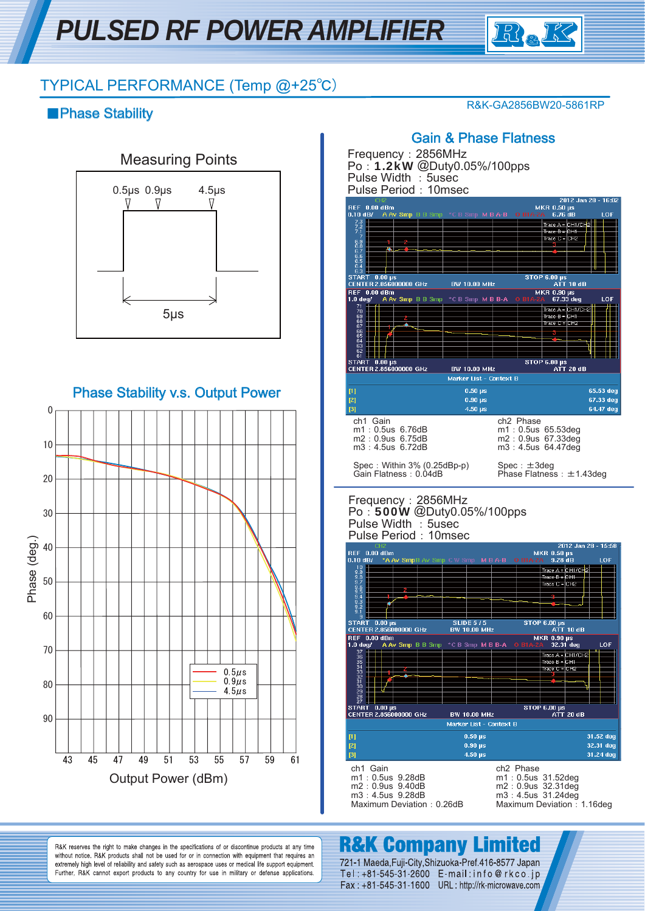# PULSED RF POWER AMPLIFIER

## TYPICAL PERFORMANCE (Temp @+25℃)

R&K-GA2856BW20-5861RP

### ■Phase Stability

Measuring Points

0.5μs 0.9μs 4.5μs

5μs

Phase Stability v.s. Output Power

Phase (deg.) vs Output Power (dBm)

Legend: 0.5μs, 0.9μs, 4.5μs

### Gain & Phase Flatness

Frequency : 2856MHz
Po : **1.2kW** @Duty0.05%/100pps
Pulse Width : 5usec
Pulse Period : 10msec

| ch1 Gain | ch2 Phase |
|---|---|
| m1 : 0.5us 6.76dB | m1 : 0.5us 65.53deg |
| m2 : 0.9us 6.75dB | m2 : 0.9us 67.33deg |
| m3 : 4.5us 6.72dB | m3 : 4.5us 64.47deg |
| Spec : Within 3% (0.25dBp-p) | Spec : ±3deg |
| Gain Flatness : 0.04dB | Phase Flatness : ±1.43deg |

Frequency : 2856MHz
Po : **500W** @Duty0.05%/100pps
Pulse Width : 5usec
Pulse Period : 10msec

| ch1 Gain | ch2 Phase |
|---|---|
| m1 : 0.5us 9.28dB | m1 : 0.5us 31.52deg |
| m2 : 0.9us 9.40dB | m2 : 0.9us 32.31deg |
| m3 : 4.5us 9.28dB | m3 : 4.5us 31.24deg |
| Maximum Deviation : 0.26dB | Maximum Deviation : 1.16deg |

R&K reserves the right to make changes in the specifications of or discontinue products at any time without notice. R&K products shall not be used for or in connection with equipment that requires an extremely high level of reliability and safety such as aerospace uses or medical life support equipment. Further, R&K cannot export products to any country for use in military or defense applications.

**R&K Company Limited**
721-1 Maeda,Fuji-City,Shizuoka-Pref.416-8577 Japan
Tel : +81-545-31-2600 E-mail : info@rkco.jp
Fax : +81-545-31-1600 URL : http://rk-microwave.com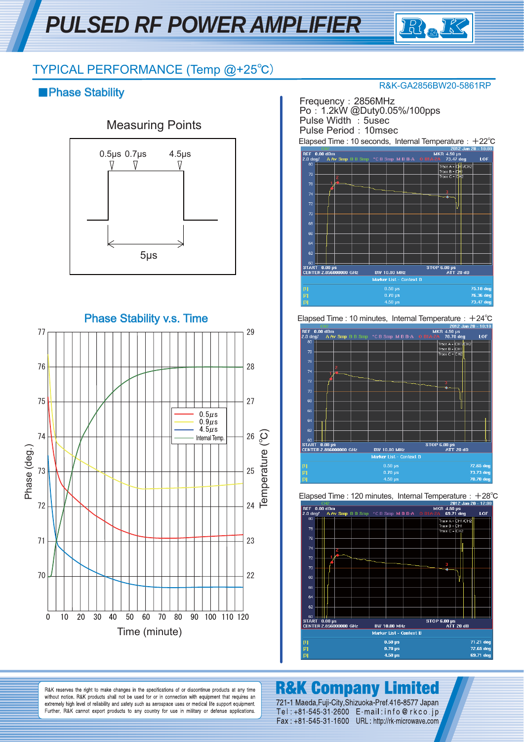# PULSED RF POWER AMPLIFIER

## TYPICAL PERFORMANCE (Temp @+25℃)

### Phase Stability

R&K-GA2856BW20-5861RP

Measuring Points

0.5μs 0.7μs 4.5μs

5μs

Frequency : 2856MHz
Po : 1.2kW @Duty0.05%/100pps
Pulse Width : 5usec
Pulse Period : 10msec

Elapsed Time : 10 seconds, Internal Temperature : +22℃

Marker List - Context B

[1] 0.50 μs 75.18 deg
[2] 0.70 μs 76.36 deg
[3] 4.50 μs 73.47 deg

Phase Stability v.s. Time

Phase (deg.)

77, 76, 75, 74, 73, 72, 71, 70

Temperature (℃)

29, 28, 27, 26, 25, 24, 23, 22

Time (minute)

0, 10, 20, 30, 40, 50, 60, 70, 80, 90, 100, 110, 120

0.5μs
0.9μs
4.5μs
Internal Temp.

Elapsed Time : 10 minutes, Internal Temperature : +24℃

Marker List - Context B

[1] 0.50 μs 72.65 deg
[2] 0.70 μs 73.73 deg
[3] 4.50 μs 70.70 deg

Elapsed Time : 120 minutes, Internal Temperature : +28℃

Marker List - Context B

[1] 0.50 μs 71.21 deg
[2] 0.70 μs 72.65 deg
[3] 4.50 μs 69.71 deg

R&K reserves the right to make changes in the specifications of or discontinue products at any time without notice. R&K products shall not be used for or in connection with equipment that requires an extremely high level of reliability and safety such as aerospace uses or medical life support equipment. Further, R&K cannot export products to any country for use in military or defense applications.

**R&K Company Limited**

721-1 Maeda,Fuji-City,Shizuoka-Pref.416-8577 Japan
Tel : +81-545-31-2600 E-mail : info@rkco.jp
Fax : +81-545-31-1600 URL : http://rk-microwave.com